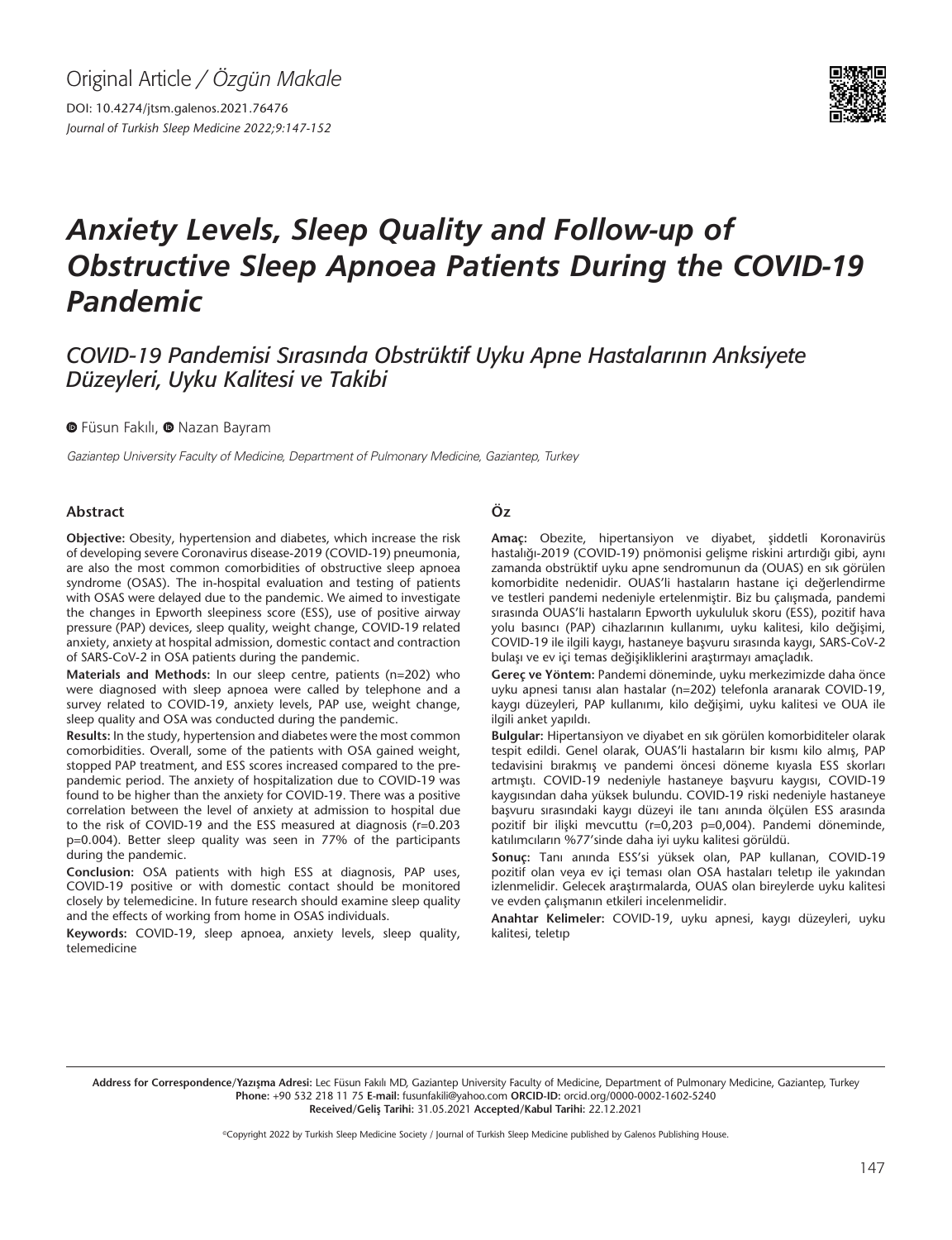Original Article / *Özgün Makale*

DOI: 10.4274/jtsm.galenos.2021.76476

*Journal of Turkish Sleep Medicine 2022;9:147-152*

# *Anxiety Levels, Sleep Quality and Follow-up of Obstructive Sleep Apnoea Patients During the COVID-19 Pandemic*

## *COVID-19 Pandemisi Sırasında Obstrüktif Uyku Apne Hastalarının Anksiyete Düzeyleri, Uyku Kalitesi ve Takibi*

Füsun Fakılı, Nazan Bayram

*Gaziantep University Faculty of Medicine, Department of Pulmonary Medicine, Gaziantep, Turkey*

### Abstract

**Objective:** Obesity, hypertension and diabetes, which increase the risk of developing severe Coronavirus disease-2019 (COVID-19) pneumonia, are also the most common comorbidities of obstructive sleep apnoea syndrome (OSAS). The in-hospital evaluation and testing of patients with OSAS were delayed due to the pandemic. We aimed to investigate the changes in Epworth sleepiness score (ESS), use of positive airway pressure (PAP) devices, sleep quality, weight change, COVID-19 related anxiety, anxiety at hospital admission, domestic contact and contraction of SARS-CoV-2 in OSA patients during the pandemic.

**Materials and Methods:** In our sleep centre, patients (n=202) who were diagnosed with sleep apnoea were called by telephone and a survey related to COVID-19, anxiety levels, PAP use, weight change, sleep quality and OSA was conducted during the pandemic.

**Results:** In the study, hypertension and diabetes were the most common comorbidities. Overall, some of the patients with OSA gained weight, stopped PAP treatment, and ESS scores increased compared to the pre-pandemic period. The anxiety of hospitalization due to COVID-19 was found to be higher than the anxiety for COVID-19. There was a positive correlation between the level of anxiety at admission to hospital due to the risk of COVID-19 and the ESS measured at diagnosis (r=0.203 p=0.004). Better sleep quality was seen in 77% of the participants during the pandemic.

**Conclusion:** OSA patients with high ESS at diagnosis, PAP uses, COVID-19 positive or with domestic contact should be monitored closely by telemedicine. In future research should examine sleep quality and the effects of working from home in OSAS individuals.

**Keywords:** COVID-19, sleep apnoea, anxiety levels, sleep quality, telemedicine

### Öz

**Amaç:** Obezite, hipertansiyon ve diyabet, şiddetli Koronavirüs hastalığı-2019 (COVID-19) pnömonisi gelişme riskini artırdığı gibi, aynı zamanda obstrüktif uyku apne sendromunun da (OUAS) en sık görülen komorbidite nedenidir. OUAS'li hastaların hastane içi değerlendirme ve testleri pandemi nedeniyle ertelenmiştir. Biz bu çalışmada, pandemi sırasında OUAS'li hastaların Epworth uykululuk skoru (ESS), pozitif hava yolu basıncı (PAP) cihazlarının kullanımı, uyku kalitesi, kilo değişimi, COVID-19 ile ilgili kaygı, hastaneye başvuru sırasında kaygı, SARS-CoV-2 bulaşı ve ev içi temas değişikliklerini araştırmayı amaçladık.

**Gereç ve Yöntem:** Pandemi döneminde, uyku merkezimizde daha önce uyku apnesi tanısı alan hastalar (n=202) telefonla aranarak COVID-19, kaygı düzeyleri, PAP kullanımı, kilo değişimi, uyku kalitesi ve OUA ile ilgili anket yapıldı.

**Bulgular:** Hipertansiyon ve diyabet en sık görülen komorbiditeler olarak tespit edildi. Genel olarak, OUAS'li hastaların bir kısmı kilo almış, PAP tedavisini bırakmış ve pandemi öncesi döneme kıyasla ESS skorları artmıştı. COVID-19 nedeniyle hastaneye başvuru kaygısı, COVID-19 kaygısından daha yüksek bulundu. COVID-19 riski nedeniyle hastaneye başvuru sırasındaki kaygı düzeyi ile tanı anında ölçülen ESS arasında pozitif bir ilişki mevcuttu (r=0,203 p=0,004). Pandemi döneminde, katılımcıların %77'sinde daha iyi uyku kalitesi görüldü.

**Sonuç:** Tanı anında ESS'si yüksek olan, PAP kullanan, COVID-19 pozitif olan veya ev içi teması olan OSA hastaları teletıp ile yakından izlenmelidir. Gelecek araştırmalarda, OUAS olan bireylerde uyku kalitesi ve evden çalışmanın etkileri incelenmelidir.

**Anahtar Kelimeler:** COVID-19, uyku apnesi, kaygı düzeyleri, uyku kalitesi, teletıp

---

**Address for Correspondence/Yazışma Adresi:** Lec Füsun Fakılı MD, Gaziantep University Faculty of Medicine, Department of Pulmonary Medicine, Gaziantep, Turkey
**Phone:** +90 532 218 11 75 **E-mail:** fusunfakili@yahoo.com **ORCID-ID:** orcid.org/0000-0002-1602-5240
**Received/Geliş Tarihi:** 31.05.2021 **Accepted/Kabul Tarihi:** 22.12.2021

©Copyright 2022 by Turkish Sleep Medicine Society / Journal of Turkish Sleep Medicine published by Galenos Publishing House.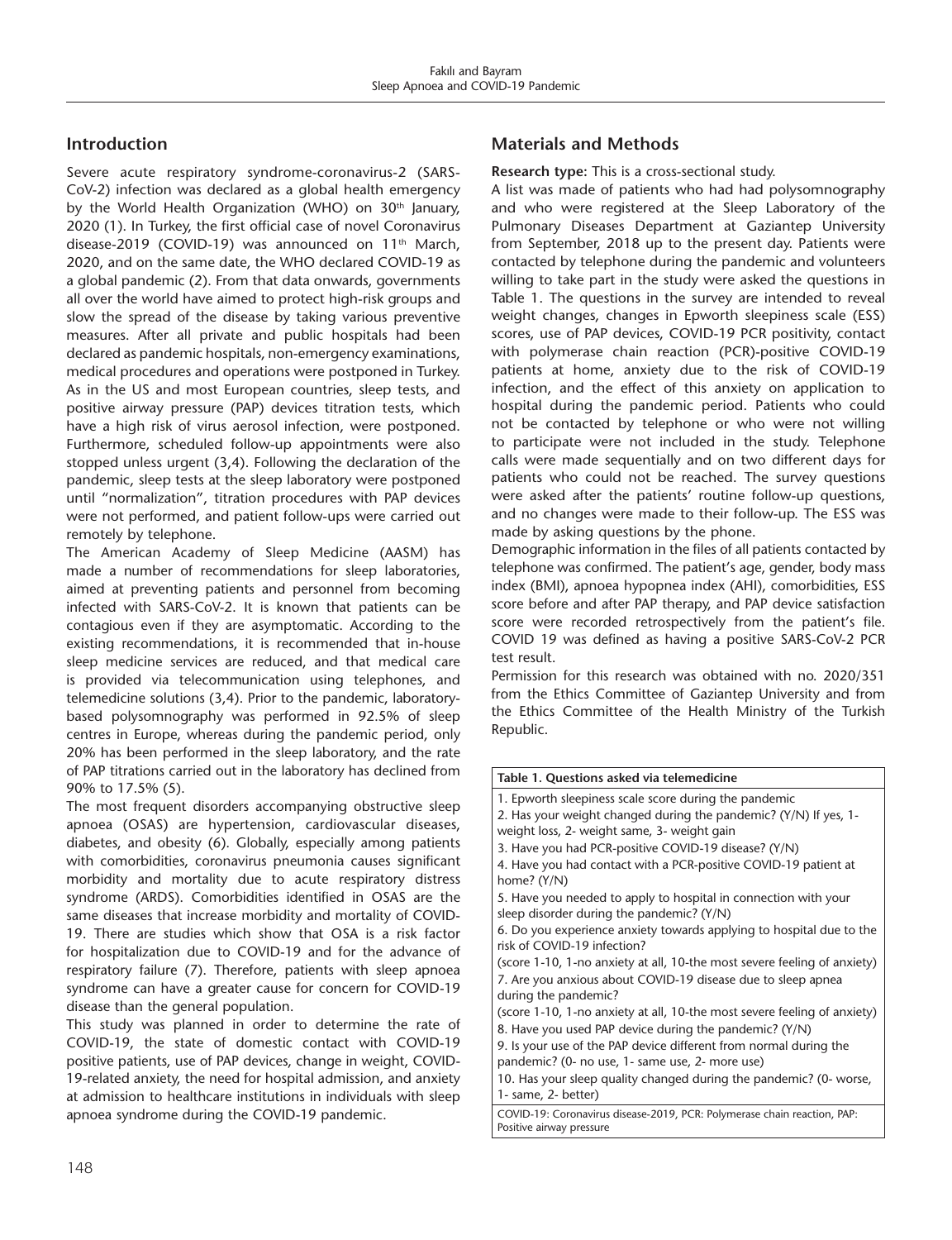## Introduction

Severe acute respiratory syndrome-coronavirus-2 (SARS-CoV-2) infection was declared as a global health emergency by the World Health Organization (WHO) on 30th January, 2020 (1). In Turkey, the first official case of novel Coronavirus disease-2019 (COVID-19) was announced on 11th March, 2020, and on the same date, the WHO declared COVID-19 as a global pandemic (2). From that data onwards, governments all over the world have aimed to protect high-risk groups and slow the spread of the disease by taking various preventive measures. After all private and public hospitals had been declared as pandemic hospitals, non-emergency examinations, medical procedures and operations were postponed in Turkey. As in the US and most European countries, sleep tests, and positive airway pressure (PAP) devices titration tests, which have a high risk of virus aerosol infection, were postponed. Furthermore, scheduled follow-up appointments were also stopped unless urgent (3,4). Following the declaration of the pandemic, sleep tests at the sleep laboratory were postponed until "normalization", titration procedures with PAP devices were not performed, and patient follow-ups were carried out remotely by telephone.

The American Academy of Sleep Medicine (AASM) has made a number of recommendations for sleep laboratories, aimed at preventing patients and personnel from becoming infected with SARS-CoV-2. It is known that patients can be contagious even if they are asymptomatic. According to the existing recommendations, it is recommended that in-house sleep medicine services are reduced, and that medical care is provided via telecommunication using telephones, and telemedicine solutions (3,4). Prior to the pandemic, laboratory-based polysomnography was performed in 92.5% of sleep centres in Europe, whereas during the pandemic period, only 20% has been performed in the sleep laboratory, and the rate of PAP titrations carried out in the laboratory has declined from 90% to 17.5% (5).

The most frequent disorders accompanying obstructive sleep apnoea (OSAS) are hypertension, cardiovascular diseases, diabetes, and obesity (6). Globally, especially among patients with comorbidities, coronavirus pneumonia causes significant morbidity and mortality due to acute respiratory distress syndrome (ARDS). Comorbidities identified in OSAS are the same diseases that increase morbidity and mortality of COVID-19. There are studies which show that OSA is a risk factor for hospitalization due to COVID-19 and for the advance of respiratory failure (7). Therefore, patients with sleep apnoea syndrome can have a greater cause for concern for COVID-19 disease than the general population.

This study was planned in order to determine the rate of COVID-19, the state of domestic contact with COVID-19 positive patients, use of PAP devices, change in weight, COVID-19-related anxiety, the need for hospital admission, and anxiety at admission to healthcare institutions in individuals with sleep apnoea syndrome during the COVID-19 pandemic.

## Materials and Methods

**Research type:** This is a cross-sectional study.

A list was made of patients who had had polysomnography and who were registered at the Sleep Laboratory of the Pulmonary Diseases Department at Gaziantep University from September, 2018 up to the present day. Patients were contacted by telephone during the pandemic and volunteers willing to take part in the study were asked the questions in Table 1. The questions in the survey are intended to reveal weight changes, changes in Epworth sleepiness scale (ESS) scores, use of PAP devices, COVID-19 PCR positivity, contact with polymerase chain reaction (PCR)-positive COVID-19 patients at home, anxiety due to the risk of COVID-19 infection, and the effect of this anxiety on application to hospital during the pandemic period. Patients who could not be contacted by telephone or who were not willing to participate were not included in the study. Telephone calls were made sequentially and on two different days for patients who could not be reached. The survey questions were asked after the patients' routine follow-up questions, and no changes were made to their follow-up. The ESS was made by asking questions by the phone.

Demographic information in the files of all patients contacted by telephone was confirmed. The patient's age, gender, body mass index (BMI), apnoea hypopnea index (AHI), comorbidities, ESS score before and after PAP therapy, and PAP device satisfaction score were recorded retrospectively from the patient's file. COVID 19 was defined as having a positive SARS-CoV-2 PCR test result.

Permission for this research was obtained with no. 2020/351 from the Ethics Committee of Gaziantep University and from the Ethics Committee of the Health Ministry of the Turkish Republic.

| **Table 1. Questions asked via telemedicine** |
|---|
| 1. Epworth sleepiness scale score during the pandemic |
| 2. Has your weight changed during the pandemic? (Y/N) If yes, 1- weight loss, 2- weight same, 3- weight gain |
| 3. Have you had PCR-positive COVID-19 disease? (Y/N) |
| 4. Have you had contact with a PCR-positive COVID-19 patient at home? (Y/N) |
| 5. Have you needed to apply to hospital in connection with your sleep disorder during the pandemic? (Y/N) |
| 6. Do you experience anxiety towards applying to hospital due to the risk of COVID-19 infection? (score 1-10, 1-no anxiety at all, 10-the most severe feeling of anxiety) |
| 7. Are you anxious about COVID-19 disease due to sleep apnea during the pandemic? (score 1-10, 1-no anxiety at all, 10-the most severe feeling of anxiety) |
| 8. Have you used PAP device during the pandemic? (Y/N) |
| 9. Is your use of the PAP device different from normal during the pandemic? (0- no use, 1- same use, 2- more use) |
| 10. Has your sleep quality changed during the pandemic? (0- worse, 1- same, 2- better) |

COVID-19: Coronavirus disease-2019, PCR: Polymerase chain reaction, PAP: Positive airway pressure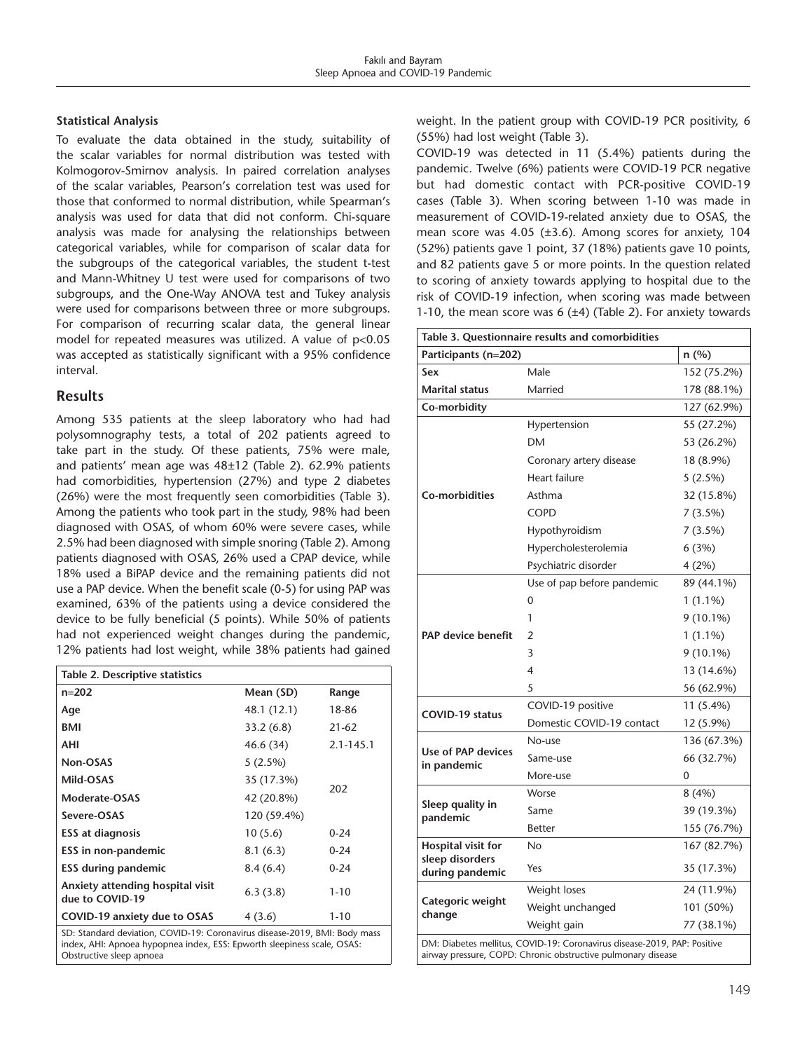### Statistical Analysis

To evaluate the data obtained in the study, suitability of the scalar variables for normal distribution was tested with Kolmogorov-Smirnov analysis. In paired correlation analyses of the scalar variables, Pearson's correlation test was used for those that conformed to normal distribution, while Spearman's analysis was used for data that did not conform. Chi-square analysis was made for analysing the relationships between categorical variables, while for comparison of scalar data for the subgroups of the categorical variables, the student t-test and Mann-Whitney U test were used for comparisons of two subgroups, and the One-Way ANOVA test and Tukey analysis were used for comparisons between three or more subgroups. For comparison of recurring scalar data, the general linear model for repeated measures was utilized. A value of $p<0.05$ was accepted as statistically significant with a 95% confidence interval.

## Results

Among 535 patients at the sleep laboratory who had had polysomnography tests, a total of 202 patients agreed to take part in the study. Of these patients, 75% were male, and patients' mean age was 48±12 (Table 2). 62.9% patients had comorbidities, hypertension (27%) and type 2 diabetes (26%) were the most frequently seen comorbidities (Table 3). Among the patients who took part in the study, 98% had been diagnosed with OSAS, of whom 60% were severe cases, while 2.5% had been diagnosed with simple snoring (Table 2). Among patients diagnosed with OSAS, 26% used a CPAP device, while 18% used a BiPAP device and the remaining patients did not use a PAP device. When the benefit scale (0-5) for using PAP was examined, 63% of the patients using a device considered the device to be fully beneficial (5 points). While 50% of patients had not experienced weight changes during the pandemic, 12% patients had lost weight, while 38% patients had gained weight. In the patient group with COVID-19 PCR positivity, 6 (55%) had lost weight (Table 3).

COVID-19 was detected in 11 (5.4%) patients during the pandemic. Twelve (6%) patients were COVID-19 PCR negative but had domestic contact with PCR-positive COVID-19 cases (Table 3). When scoring between 1-10 was made in measurement of COVID-19-related anxiety due to OSAS, the mean score was 4.05 (±3.6). Among scores for anxiety, 104 (52%) patients gave 1 point, 37 (18%) patients gave 10 points, and 82 patients gave 5 or more points. In the question related to scoring of anxiety towards applying to hospital due to the risk of COVID-19 infection, when scoring was made between 1-10, the mean score was 6 (±4) (Table 2). For anxiety towards

| Table 2. Descriptive statistics | | |
|---|---|---|
| n=202 | Mean (SD) | Range |
| Age | 48.1 (12.1) | 18-86 |
| BMI | 33.2 (6.8) | 21-62 |
| AHI | 46.6 (34) | 2.1-145.1 |
| Non-OSAS | 5 (2.5%) | 202 |
| Mild-OSAS | 35 (17.3%) | |
| Moderate-OSAS | 42 (20.8%) | |
| Severe-OSAS | 120 (59.4%) | |
| ESS at diagnosis | 10 (5.6) | 0-24 |
| ESS in non-pandemic | 8.1 (6.3) | 0-24 |
| ESS during pandemic | 8.4 (6.4) | 0-24 |
| Anxiety attending hospital visit due to COVID-19 | 6.3 (3.8) | 1-10 |
| COVID-19 anxiety due to OSAS | 4 (3.6) | 1-10 |

SD: Standard deviation, COVID-19: Coronavirus disease-2019, BMI: Body mass index, AHI: Apnoea hypopnea index, ESS: Epworth sleepiness scale, OSAS: Obstructive sleep apnoea

| Table 3. Questionnaire results and comorbidities | | |
|---|---|---|
| Participants (n=202) | | n (%) |
| Sex | Male | 152 (75.2%) |
| Marital status | Married | 178 (88.1%) |
| Co-morbidity | | 127 (62.9%) |
| Co-morbidities | Hypertension | 55 (27.2%) |
| | DM | 53 (26.2%) |
| | Coronary artery disease | 18 (8.9%) |
| | Heart failure | 5 (2.5%) |
| | Asthma | 32 (15.8%) |
| | COPD | 7 (3.5%) |
| | Hypothyroidism | 7 (3.5%) |
| | Hypercholesterolemia | 6 (3%) |
| | Psychiatric disorder | 4 (2%) |
| PAP device benefit | Use of pap before pandemic | 89 (44.1%) |
| | 0 | 1 (1.1%) |
| | 1 | 9 (10.1%) |
| | 2 | 1 (1.1%) |
| | 3 | 9 (10.1%) |
| | 4 | 13 (14.6%) |
| | 5 | 56 (62.9%) |
| COVID-19 status | COVID-19 positive | 11 (5.4%) |
| | Domestic COVID-19 contact | 12 (5.9%) |
| Use of PAP devices in pandemic | No-use | 136 (67.3%) |
| | Same-use | 66 (32.7%) |
| | More-use | 0 |
| Sleep quality in pandemic | Worse | 8 (4%) |
| | Same | 39 (19.3%) |
| | Better | 155 (76.7%) |
| Hospital visit for sleep disorders during pandemic | No | 167 (82.7%) |
| | Yes | 35 (17.3%) |
| Categoric weight change | Weight loses | 24 (11.9%) |
| | Weight unchanged | 101 (50%) |
| | Weight gain | 77 (38.1%) |

DM: Diabetes mellitus, COVID-19: Coronavirus disease-2019, PAP: Positive airway pressure, COPD: Chronic obstructive pulmonary disease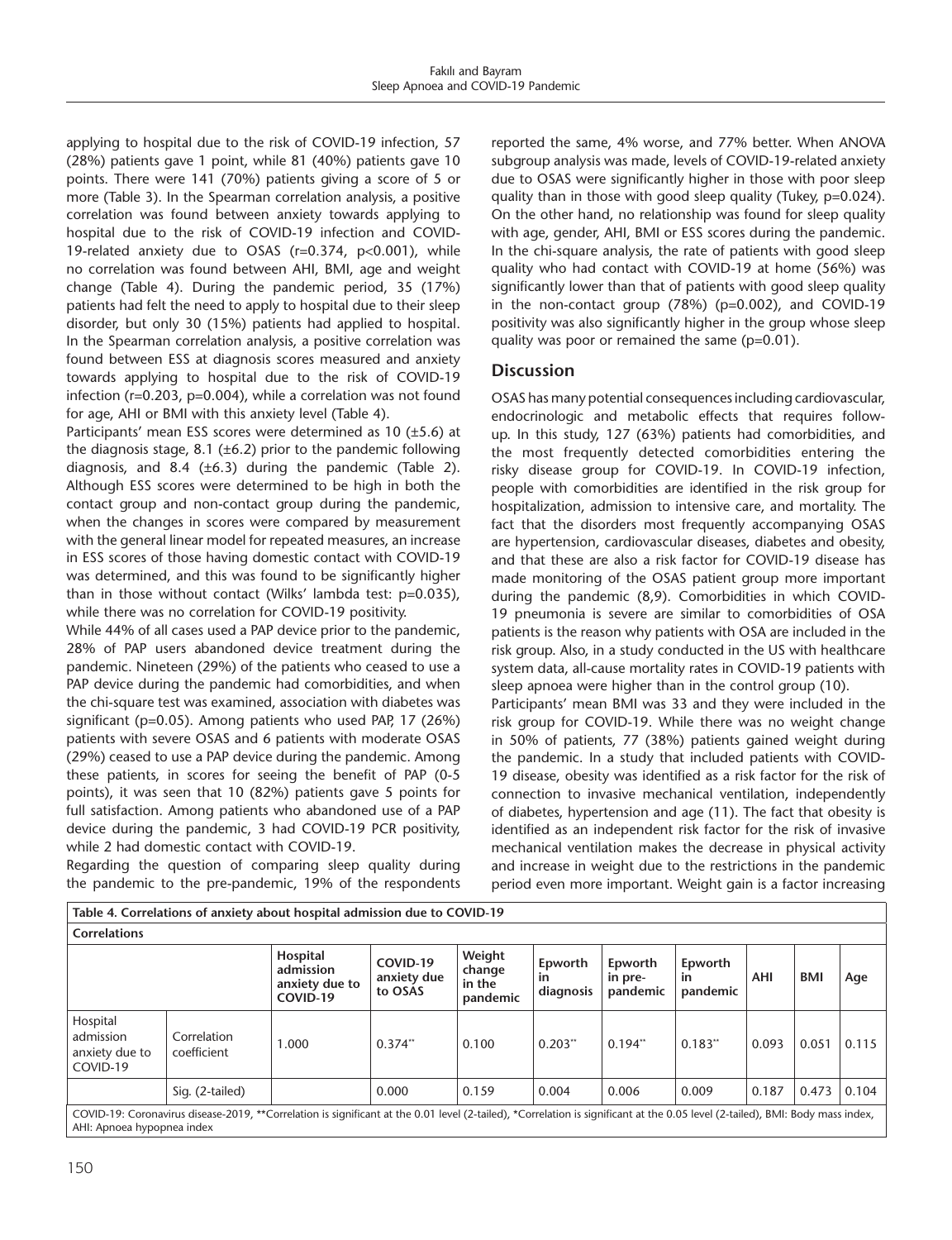applying to hospital due to the risk of COVID-19 infection, 57 (28%) patients gave 1 point, while 81 (40%) patients gave 10 points. There were 141 (70%) patients giving a score of 5 or more (Table 3). In the Spearman correlation analysis, a positive correlation was found between anxiety towards applying to hospital due to the risk of COVID-19 infection and COVID-19-related anxiety due to OSAS ($r=0.374$, $p<0.001$), while no correlation was found between AHI, BMI, age and weight change (Table 4). During the pandemic period, 35 (17%) patients had felt the need to apply to hospital due to their sleep disorder, but only 30 (15%) patients had applied to hospital. In the Spearman correlation analysis, a positive correlation was found between ESS at diagnosis scores measured and anxiety towards applying to hospital due to the risk of COVID-19 infection ($r=0.203$, $p=0.004$), while a correlation was not found for age, AHI or BMI with this anxiety level (Table 4).

Participants' mean ESS scores were determined as 10 (±5.6) at the diagnosis stage, 8.1 (±6.2) prior to the pandemic following diagnosis, and 8.4 (±6.3) during the pandemic (Table 2). Although ESS scores were determined to be high in both the contact group and non-contact group during the pandemic, when the changes in scores were compared by measurement with the general linear model for repeated measures, an increase in ESS scores of those having domestic contact with COVID-19 was determined, and this was found to be significantly higher than in those without contact (Wilks' lambda test: $p=0.035$), while there was no correlation for COVID-19 positivity.

While 44% of all cases used a PAP device prior to the pandemic, 28% of PAP users abandoned device treatment during the pandemic. Nineteen (29%) of the patients who ceased to use a PAP device during the pandemic had comorbidities, and when the chi-square test was examined, association with diabetes was significant ($p=0.05$). Among patients who used PAP, 17 (26%) patients with severe OSAS and 6 patients with moderate OSAS (29%) ceased to use a PAP device during the pandemic. Among these patients, in scores for seeing the benefit of PAP (0-5 points), it was seen that 10 (82%) patients gave 5 points for full satisfaction. Among patients who abandoned use of a PAP device during the pandemic, 3 had COVID-19 PCR positivity, while 2 had domestic contact with COVID-19.

Regarding the question of comparing sleep quality during the pandemic to the pre-pandemic, 19% of the respondents reported the same, 4% worse, and 77% better. When ANOVA subgroup analysis was made, levels of COVID-19-related anxiety due to OSAS were significantly higher in those with poor sleep quality than in those with good sleep quality (Tukey, $p=0.024$). On the other hand, no relationship was found for sleep quality with age, gender, AHI, BMI or ESS scores during the pandemic. In the chi-square analysis, the rate of patients with good sleep quality who had contact with COVID-19 at home (56%) was significantly lower than that of patients with good sleep quality in the non-contact group (78%) ($p=0.002$), and COVID-19 positivity was also significantly higher in the group whose sleep quality was poor or remained the same ($p=0.01$).

## Discussion

OSAS has many potential consequences including cardiovascular, endocrinologic and metabolic effects that requires follow-up. In this study, 127 (63%) patients had comorbidities, and the most frequently detected comorbidities entering the risky disease group for COVID-19. In COVID-19 infection, people with comorbidities are identified in the risk group for hospitalization, admission to intensive care, and mortality. The fact that the disorders most frequently accompanying OSAS are hypertension, cardiovascular diseases, diabetes and obesity, and that these are also a risk factor for COVID-19 disease has made monitoring of the OSAS patient group more important during the pandemic (8,9). Comorbidities in which COVID-19 pneumonia is severe are similar to comorbidities of OSA patients is the reason why patients with OSA are included in the risk group. Also, in a study conducted in the US with healthcare system data, all-cause mortality rates in COVID-19 patients with sleep apnoea were higher than in the control group (10).

Participants' mean BMI was 33 and they were included in the risk group for COVID-19. While there was no weight change in 50% of patients, 77 (38%) patients gained weight during the pandemic. In a study that included patients with COVID-19 disease, obesity was identified as a risk factor for the risk of connection to invasive mechanical ventilation, independently of diabetes, hypertension and age (11). The fact that obesity is identified as an independent risk factor for the risk of invasive mechanical ventilation makes the decrease in physical activity and increase in weight due to the restrictions in the pandemic period even more important. Weight gain is a factor increasing

**Table 4. Correlations of anxiety about hospital admission due to COVID-19**

| Correlations | | Hospital admission anxiety due to COVID-19 | COVID-19 anxiety due to OSAS | Weight change in the pandemic | Epworth in diagnosis | Epworth in pre-pandemic | Epworth in pandemic | AHI | BMI | Age |
|---|---|---|---|---|---|---|---|---|---|---|
| Hospital admission anxiety due to COVID-19 | Correlation coefficient | 1.000 | 0.374** | 0.100 | 0.203** | 0.194** | 0.183** | 0.093 | 0.051 | 0.115 |
| | Sig. (2-tailed) | | 0.000 | 0.159 | 0.004 | 0.006 | 0.009 | 0.187 | 0.473 | 0.104 |

COVID-19: Coronavirus disease-2019, **Correlation is significant at the 0.01 level (2-tailed), *Correlation is significant at the 0.05 level (2-tailed), BMI: Body mass index, AHI: Apnoea hypopnea index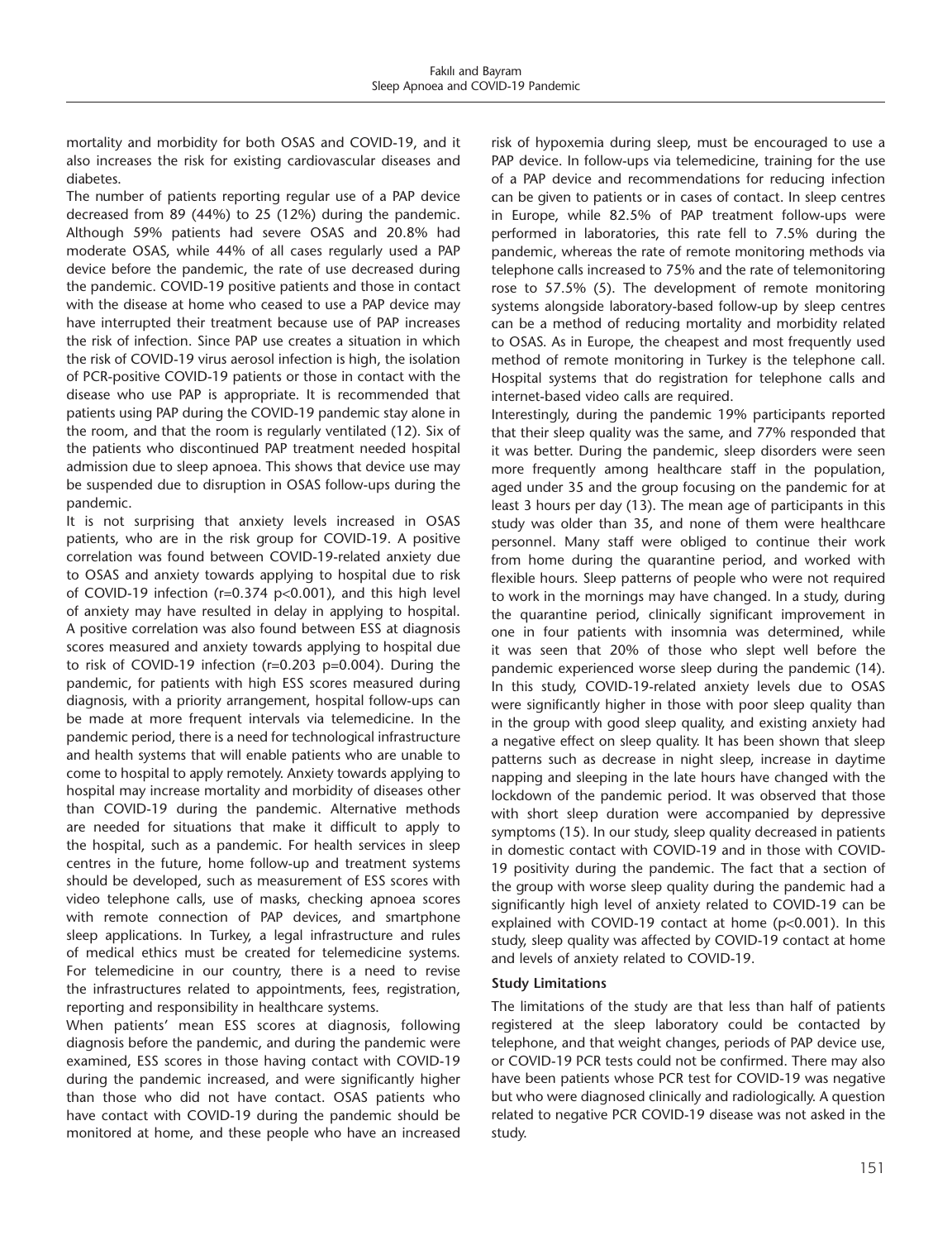mortality and morbidity for both OSAS and COVID-19, and it also increases the risk for existing cardiovascular diseases and diabetes.

The number of patients reporting regular use of a PAP device decreased from 89 (44%) to 25 (12%) during the pandemic. Although 59% patients had severe OSAS and 20.8% had moderate OSAS, while 44% of all cases regularly used a PAP device before the pandemic, the rate of use decreased during the pandemic. COVID-19 positive patients and those in contact with the disease at home who ceased to use a PAP device may have interrupted their treatment because use of PAP increases the risk of infection. Since PAP use creates a situation in which the risk of COVID-19 virus aerosol infection is high, the isolation of PCR-positive COVID-19 patients or those in contact with the disease who use PAP is appropriate. It is recommended that patients using PAP during the COVID-19 pandemic stay alone in the room, and that the room is regularly ventilated (12). Six of the patients who discontinued PAP treatment needed hospital admission due to sleep apnoea. This shows that device use may be suspended due to disruption in OSAS follow-ups during the pandemic.

It is not surprising that anxiety levels increased in OSAS patients, who are in the risk group for COVID-19. A positive correlation was found between COVID-19-related anxiety due to OSAS and anxiety towards applying to hospital due to risk of COVID-19 infection ($r=0.374$ $p<0.001$), and this high level of anxiety may have resulted in delay in applying to hospital. A positive correlation was also found between ESS at diagnosis scores measured and anxiety towards applying to hospital due to risk of COVID-19 infection ($r=0.203$ $p=0.004$). During the pandemic, for patients with high ESS scores measured during diagnosis, with a priority arrangement, hospital follow-ups can be made at more frequent intervals via telemedicine. In the pandemic period, there is a need for technological infrastructure and health systems that will enable patients who are unable to come to hospital to apply remotely. Anxiety towards applying to hospital may increase mortality and morbidity of diseases other than COVID-19 during the pandemic. Alternative methods are needed for situations that make it difficult to apply to the hospital, such as a pandemic. For health services in sleep centres in the future, home follow-up and treatment systems should be developed, such as measurement of ESS scores with video telephone calls, use of masks, checking apnoea scores with remote connection of PAP devices, and smartphone sleep applications. In Turkey, a legal infrastructure and rules of medical ethics must be created for telemedicine systems. For telemedicine in our country, there is a need to revise the infrastructures related to appointments, fees, registration, reporting and responsibility in healthcare systems.

When patients' mean ESS scores at diagnosis, following diagnosis before the pandemic, and during the pandemic were examined, ESS scores in those having contact with COVID-19 during the pandemic increased, and were significantly higher than those who did not have contact. OSAS patients who have contact with COVID-19 during the pandemic should be monitored at home, and these people who have an increased risk of hypoxemia during sleep, must be encouraged to use a PAP device. In follow-ups via telemedicine, training for the use of a PAP device and recommendations for reducing infection can be given to patients or in cases of contact. In sleep centres in Europe, while 82.5% of PAP treatment follow-ups were performed in laboratories, this rate fell to 7.5% during the pandemic, whereas the rate of remote monitoring methods via telephone calls increased to 75% and the rate of telemonitoring rose to 57.5% (5). The development of remote monitoring systems alongside laboratory-based follow-up by sleep centres can be a method of reducing mortality and morbidity related to OSAS. As in Europe, the cheapest and most frequently used method of remote monitoring in Turkey is the telephone call. Hospital systems that do registration for telephone calls and internet-based video calls are required.

Interestingly, during the pandemic 19% participants reported that their sleep quality was the same, and 77% responded that it was better. During the pandemic, sleep disorders were seen more frequently among healthcare staff in the population, aged under 35 and the group focusing on the pandemic for at least 3 hours per day (13). The mean age of participants in this study was older than 35, and none of them were healthcare personnel. Many staff were obliged to continue their work from home during the quarantine period, and worked with flexible hours. Sleep patterns of people who were not required to work in the mornings may have changed. In a study, during the quarantine period, clinically significant improvement in one in four patients with insomnia was determined, while it was seen that 20% of those who slept well before the pandemic experienced worse sleep during the pandemic (14). In this study, COVID-19-related anxiety levels due to OSAS were significantly higher in those with poor sleep quality than in the group with good sleep quality, and existing anxiety had a negative effect on sleep quality. It has been shown that sleep patterns such as decrease in night sleep, increase in daytime napping and sleeping in the late hours have changed with the lockdown of the pandemic period. It was observed that those with short sleep duration were accompanied by depressive symptoms (15). In our study, sleep quality decreased in patients in domestic contact with COVID-19 and in those with COVID-19 positivity during the pandemic. The fact that a section of the group with worse sleep quality during the pandemic had a significantly high level of anxiety related to COVID-19 can be explained with COVID-19 contact at home ($p<0.001$). In this study, sleep quality was affected by COVID-19 contact at home and levels of anxiety related to COVID-19.

### Study Limitations

The limitations of the study are that less than half of patients registered at the sleep laboratory could be contacted by telephone, and that weight changes, periods of PAP device use, or COVID-19 PCR tests could not be confirmed. There may also have been patients whose PCR test for COVID-19 was negative but who were diagnosed clinically and radiologically. A question related to negative PCR COVID-19 disease was not asked in the study.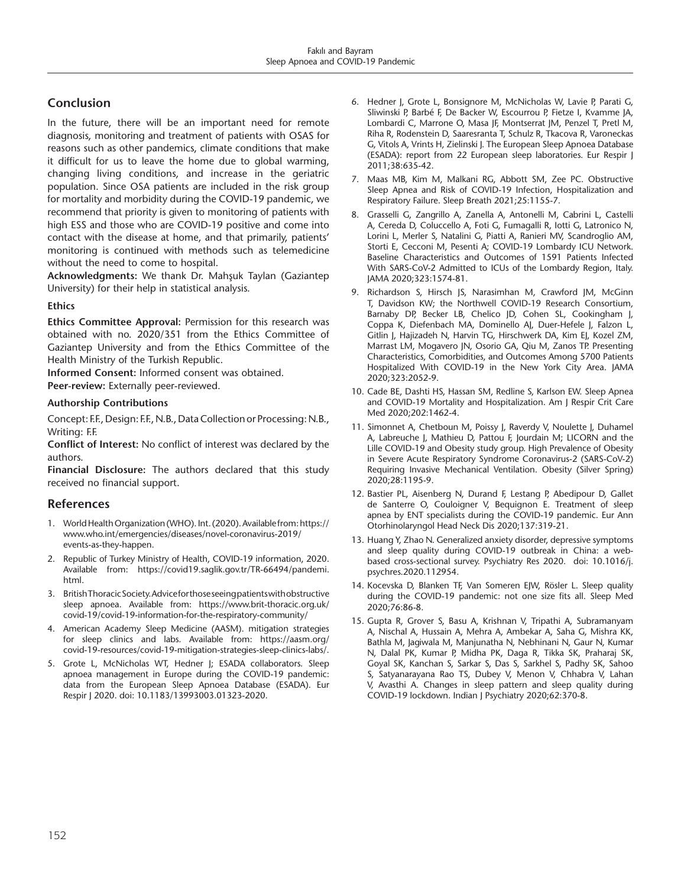## Conclusion

In the future, there will be an important need for remote diagnosis, monitoring and treatment of patients with OSAS for reasons such as other pandemics, climate conditions that make it difficult for us to leave the home due to global warming, changing living conditions, and increase in the geriatric population. Since OSA patients are included in the risk group for mortality and morbidity during the COVID-19 pandemic, we recommend that priority is given to monitoring of patients with high ESS and those who are COVID-19 positive and come into contact with the disease at home, and that primarily, patients' monitoring is continued with methods such as telemedicine without the need to come to hospital.

**Acknowledgments:** We thank Dr. Mahşuk Taylan (Gaziantep University) for their help in statistical analysis.

### Ethics

**Ethics Committee Approval:** Permission for this research was obtained with no. 2020/351 from the Ethics Committee of Gaziantep University and from the Ethics Committee of the Health Ministry of the Turkish Republic.

**Informed Consent:** Informed consent was obtained.

**Peer-review:** Externally peer-reviewed.

### Authorship Contributions

Concept: F.F., Design: F.F., N.B., Data Collection or Processing: N.B., Writing: F.F.

**Conflict of Interest:** No conflict of interest was declared by the authors.

**Financial Disclosure:** The authors declared that this study received no financial support.

## References

1. World Health Organization (WHO). Int. (2020). Available from: https://www.who.int/emergencies/diseases/novel-coronavirus-2019/events-as-they-happen.
2. Republic of Turkey Ministry of Health, COVID-19 information, 2020. Available from: https://covid19.saglik.gov.tr/TR-66494/pandemi.html.
3. British Thoracic Society. Advice for those seeing patients with obstructive sleep apnoea. Available from: https://www.brit-thoracic.org.uk/covid-19/covid-19-information-for-the-respiratory-community/
4. American Academy Sleep Medicine (AASM). mitigation strategies for sleep clinics and labs. Available from: https://aasm.org/covid-19-resources/covid-19-mitigation-strategies-sleep-clinics-labs/.
5. Grote L, McNicholas WT, Hedner J; ESADA collaborators. Sleep apnoea management in Europe during the COVID-19 pandemic: data from the European Sleep Apnoea Database (ESADA). Eur Respir J 2020. doi: 10.1183/13993003.01323-2020.
6. Hedner J, Grote L, Bonsignore M, McNicholas W, Lavie P, Parati G, Sliwinski P, Barbé F, De Backer W, Escourrou P, Fietze I, Kvamme JA, Lombardi C, Marrone O, Masa JF, Montserrat JM, Penzel T, Pretl M, Riha R, Rodenstein D, Saaresranta T, Schulz R, Tkacova R, Varoneckas G, Vitols A, Vrints H, Zielinski J. The European Sleep Apnoea Database (ESADA): report from 22 European sleep laboratories. Eur Respir J 2011;38:635-42.
7. Maas MB, Kim M, Malkani RG, Abbott SM, Zee PC. Obstructive Sleep Apnea and Risk of COVID-19 Infection, Hospitalization and Respiratory Failure. Sleep Breath 2021;25:1155-7.
8. Grasselli G, Zangrillo A, Zanella A, Antonelli M, Cabrini L, Castelli A, Cereda D, Coluccello A, Foti G, Fumagalli R, Iotti G, Latronico N, Lorini L, Merler S, Natalini G, Piatti A, Ranieri MV, Scandroglio AM, Storti E, Cecconi M, Pesenti A; COVID-19 Lombardy ICU Network. Baseline Characteristics and Outcomes of 1591 Patients Infected With SARS-CoV-2 Admitted to ICUs of the Lombardy Region, Italy. JAMA 2020;323:1574-81.
9. Richardson S, Hirsch JS, Narasimhan M, Crawford JM, McGinn T, Davidson KW; the Northwell COVID-19 Research Consortium, Barnaby DP, Becker LB, Chelico JD, Cohen SL, Cookingham J, Coppa K, Diefenbach MA, Dominello AJ, Duer-Hefele J, Falzon L, Gitlin J, Hajizadeh N, Harvin TG, Hirschwerk DA, Kim EJ, Kozel ZM, Marrast LM, Mogavero JN, Osorio GA, Qiu M, Zanos TP. Presenting Characteristics, Comorbidities, and Outcomes Among 5700 Patients Hospitalized With COVID-19 in the New York City Area. JAMA 2020;323:2052-9.
10. Cade BE, Dashti HS, Hassan SM, Redline S, Karlson EW. Sleep Apnea and COVID-19 Mortality and Hospitalization. Am J Respir Crit Care Med 2020;202:1462-4.
11. Simonnet A, Chetboun M, Poissy J, Raverdy V, Noulette J, Duhamel A, Labreuche J, Mathieu D, Pattou F, Jourdain M; LICORN and the Lille COVID-19 and Obesity study group. High Prevalence of Obesity in Severe Acute Respiratory Syndrome Coronavirus-2 (SARS-CoV-2) Requiring Invasive Mechanical Ventilation. Obesity (Silver Spring) 2020;28:1195-9.
12. Bastier PL, Aisenberg N, Durand F, Lestang P, Abedipour D, Gallet de Santerre O, Couloigner V, Bequignon E. Treatment of sleep apnea by ENT specialists during the COVID-19 pandemic. Eur Ann Otorhinolaryngol Head Neck Dis 2020;137:319-21.
13. Huang Y, Zhao N. Generalized anxiety disorder, depressive symptoms and sleep quality during COVID-19 outbreak in China: a web-based cross-sectional survey. Psychiatry Res 2020. doi: 10.1016/j.psychres.2020.112954.
14. Kocevska D, Blanken TF, Van Someren EJW, Rösler L. Sleep quality during the COVID-19 pandemic: not one size fits all. Sleep Med 2020;76:86-8.
15. Gupta R, Grover S, Basu A, Krishnan V, Tripathi A, Subramanyam A, Nischal A, Hussain A, Mehra A, Ambekar A, Saha G, Mishra KK, Bathla M, Jagiwala M, Manjunatha N, Nebhinani N, Gaur N, Kumar N, Dalal PK, Kumar P, Midha PK, Daga R, Tikka SK, Praharaj SK, Goyal SK, Kanchan S, Sarkar S, Das S, Sarkhel S, Padhy SK, Sahoo S, Satyanarayana Rao TS, Dubey V, Menon V, Chhabra V, Lahan V, Avasthi A. Changes in sleep pattern and sleep quality during COVID-19 lockdown. Indian J Psychiatry 2020;62:370-8.